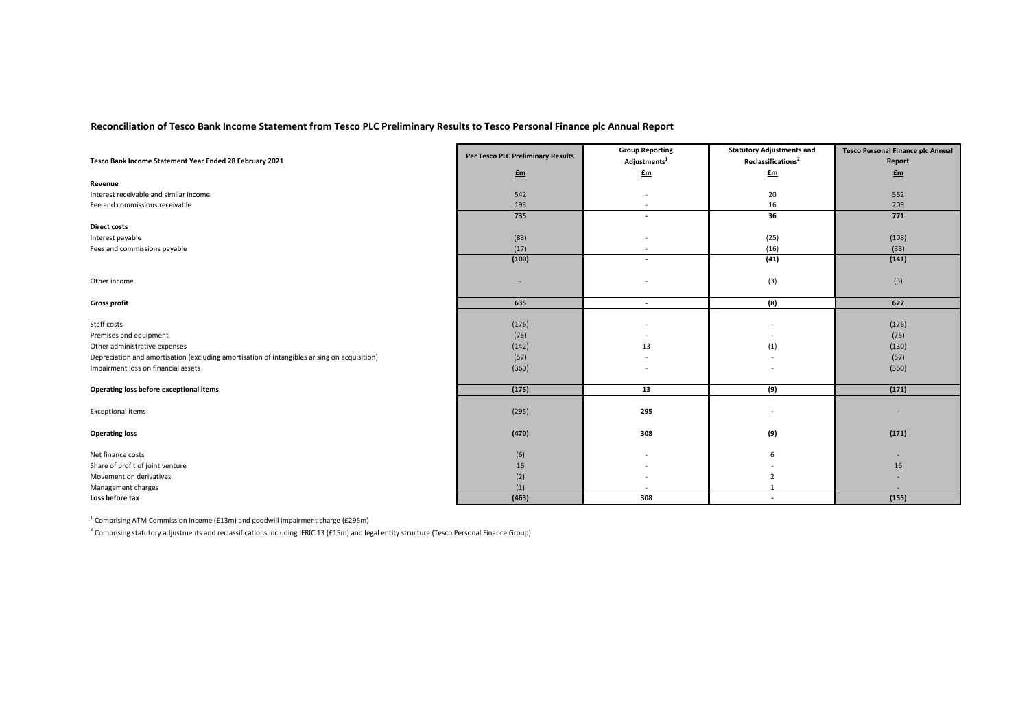## Reconciliation of Tesco Bank Income Statement from Tesco PLC Preliminary Results to Tesco Personal Finance plc Annual Report

| Tesco Bank Income Statement Year Ended 28 February 2021 | Per Tesco PLC Preliminary Results | Group Reporting Adjustments[1] | Statutory Adjustments and Reclassifications[2] | Tesco Personal Finance plc Annual Report |
|---|---|---|---|---|
| | £m | £m | £m | £m |
| **Revenue** | | | | |
| Interest receivable and similar income | 542 | - | 20 | 562 |
| Fee and commissions receivable | 193 | - | 16 | 209 |
| | 735 | - | 36 | 771 |
| **Direct costs** | | | | |
| Interest payable | (83) | - | (25) | (108) |
| Fees and commissions payable | (17) | - | (16) | (33) |
| | (100) | - | (41) | (141) |
| Other income | - | - | (3) | (3) |
| **Gross profit** | 635 | - | (8) | 627 |
| Staff costs | (176) | - | - | (176) |
| Premises and equipment | (75) | - | - | (75) |
| Other administrative expenses | (142) | 13 | (1) | (130) |
| Depreciation and amortisation (excluding amortisation of intangibles arising on acquisition) | (57) | - | - | (57) |
| Impairment loss on financial assets | (360) | - | - | (360) |
| **Operating loss before exceptional items** | (175) | 13 | (9) | (171) |
| Exceptional items | (295) | 295 | - | - |
| **Operating loss** | (470) | 308 | (9) | (171) |
| Net finance costs | (6) | - | 6 | - |
| Share of profit of joint venture | 16 | - | - | 16 |
| Movement on derivatives | (2) | - | 2 | - |
| Management charges | (1) | - | 1 | - |
| **Loss before tax** | (463) | 308 | - | (155) |

[1] Comprising ATM Commission Income (£13m) and goodwill impairment charge (£295m)

[2] Comprising statutory adjustments and reclassifications including IFRIC 13 (£15m) and legal entity structure (Tesco Personal Finance Group)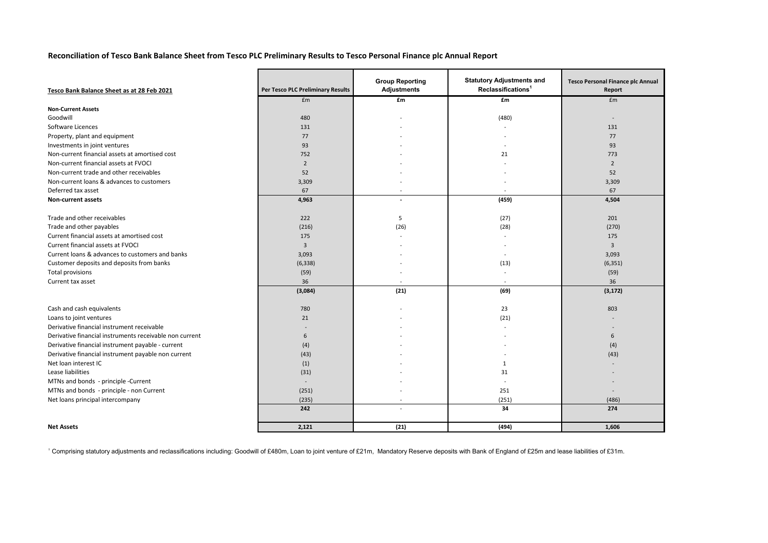## Reconciliation of Tesco Bank Balance Sheet from Tesco PLC Preliminary Results to Tesco Personal Finance plc Annual Report

| Tesco Bank Balance Sheet as at 28 Feb 2021 | Per Tesco PLC Preliminary Results | Group Reporting Adjustments | Statutory Adjustments and Reclassifications[1] | Tesco Personal Finance plc Annual Report |
|---|---|---|---|---|
| | £m | £m | £m | £m |
| **Non-Current Assets** | | | | |
| Goodwill | 480 | - | (480) | - |
| Software Licences | 131 | - | - | 131 |
| Property, plant and equipment | 77 | - | - | 77 |
| Investments in joint ventures | 93 | - | - | 93 |
| Non-current financial assets at amortised cost | 752 | - | 21 | 773 |
| Non-current financial assets at FVOCI | 2 | - | - | 2 |
| Non-current trade and other receivables | 52 | - | - | 52 |
| Non-current loans & advances to customers | 3,309 | - | - | 3,309 |
| Deferred tax asset | 67 | - | - | 67 |
| **Non-current assets** | **4,963** | **-** | **(459)** | **4,504** |
| Trade and other receivables | 222 | 5 | (27) | 201 |
| Trade and other payables | (216) | (26) | (28) | (270) |
| Current financial assets at amortised cost | 175 | - | - | 175 |
| Current financial assets at FVOCI | 3 | - | - | 3 |
| Current loans & advances to customers and banks | 3,093 | - | - | 3,093 |
| Customer deposits and deposits from banks | (6,338) | - | (13) | (6,351) |
| Total provisions | (59) | - | - | (59) |
| Current tax asset | 36 | - | - | 36 |
| | **(3,084)** | **(21)** | **(69)** | **(3,172)** |
| Cash and cash equivalents | 780 | - | 23 | 803 |
| Loans to joint ventures | 21 | - | (21) | - |
| Derivative financial instrument receivable | - | - | - | - |
| Derivative financial instruments receivable non current | 6 | - | - | 6 |
| Derivative financial instrument payable - current | (4) | - | - | (4) |
| Derivative financial instrument payable non current | (43) | - | - | (43) |
| Net loan interest IC | (1) | - | 1 | - |
| Lease liabilities | (31) | - | 31 | - |
| MTNs and bonds - principle -Current | - | - | - | - |
| MTNs and bonds - principle - non Current | (251) | - | 251 | - |
| Net loans principal intercompany | (235) | - | (251) | (486) |
| | **242** | - | **34** | **274** |
| **Net Assets** | **2,121** | **(21)** | **(494)** | **1,606** |

[1] Comprising statutory adjustments and reclassifications including: Goodwill of £480m, Loan to joint venture of £21m, Mandatory Reserve deposits with Bank of England of £25m and lease liabilities of £31m.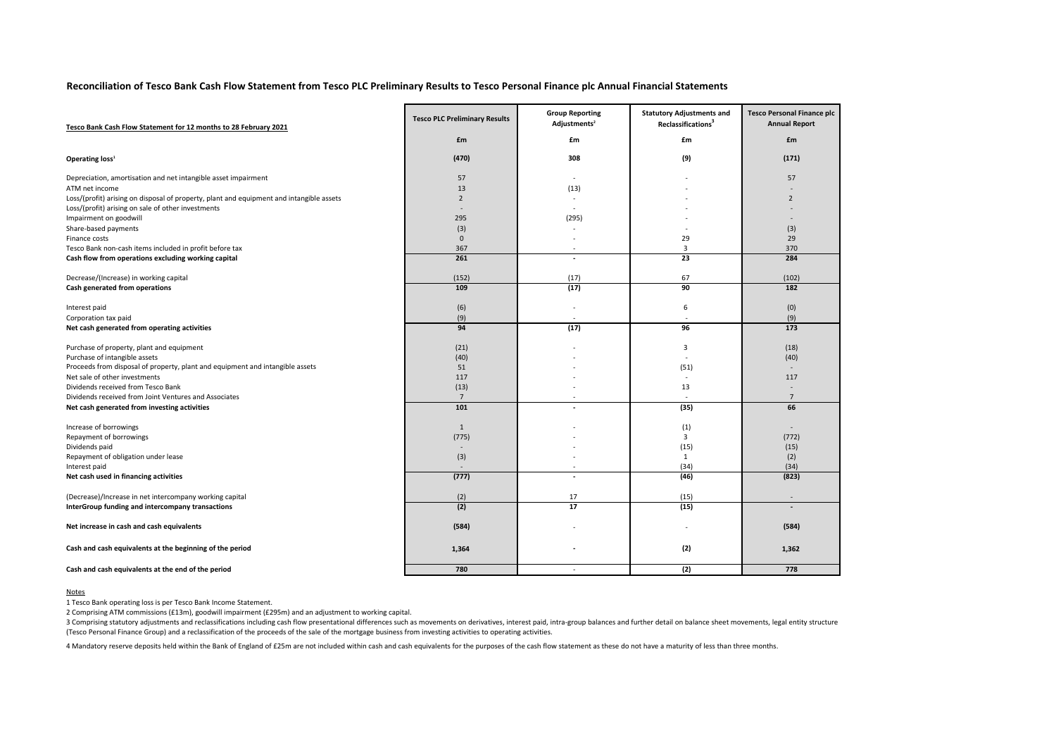## Reconciliation of Tesco Bank Cash Flow Statement from Tesco PLC Preliminary Results to Tesco Personal Finance plc Annual Financial Statements

| Tesco Bank Cash Flow Statement for 12 months to 28 February 2021 | Tesco PLC Preliminary Results | Group Reporting Adjustments[2] | Statutory Adjustments and Reclassifications[3] | Tesco Personal Finance plc Annual Report |
|---|---|---|---|---|
| | £m | £m | £m | £m |
| **Operating loss[1]** | **(470)** | **308** | **(9)** | **(171)** |
| Depreciation, amortisation and net intangible asset impairment | 57 | - | - | 57 |
| ATM net income | 13 | (13) | - | - |
| Loss/(profit) arising on disposal of property, plant and equipment and intangible assets | 2 | - | - | 2 |
| Loss/(profit) arising on sale of other investments | - | - | - | - |
| Impairment on goodwill | 295 | (295) | - | - |
| Share-based payments | (3) | - | - | (3) |
| Finance costs | 0 | - | 29 | 29 |
| Tesco Bank non-cash items included in profit before tax | 367 | - | 3 | 370 |
| **Cash flow from operations excluding working capital** | **261** | **-** | **23** | **284** |
| Decrease/(Increase) in working capital | (152) | (17) | 67 | (102) |
| **Cash generated from operations** | **109** | **(17)** | **90** | **182** |
| Interest paid | (6) | - | 6 | (0) |
| Corporation tax paid | (9) | - | - | (9) |
| **Net cash generated from operating activities** | **94** | **(17)** | **96** | **173** |
| Purchase of property, plant and equipment | (21) | - | 3 | (18) |
| Purchase of intangible assets | (40) | - | - | (40) |
| Proceeds from disposal of property, plant and equipment and intangible assets | 51 | - | (51) | - |
| Net sale of other investments | 117 | - | - | 117 |
| Dividends received from Tesco Bank | (13) | - | 13 | - |
| Dividends received from Joint Ventures and Associates | 7 | - | - | 7 |
| **Net cash generated from investing activities** | **101** | **-** | **(35)** | **66** |
| Increase of borrowings | 1 | - | (1) | - |
| Repayment of borrowings | (775) | - | 3 | (772) |
| Dividends paid | - | - | (15) | (15) |
| Repayment of obligation under lease | (3) | - | 1 | (2) |
| Interest paid | - | - | (34) | (34) |
| **Net cash used in financing activities** | **(777)** | **-** | **(46)** | **(823)** |
| (Decrease)/Increase in net intercompany working capital | (2) | 17 | (15) | - |
| **InterGroup funding and intercompany transactions** | **(2)** | **17** | **(15)** | **-** |
| **Net increase in cash and cash equivalents** | **(584)** | - | - | **(584)** |
| **Cash and cash equivalents at the beginning of the period** | **1,364** | **-** | **(2)** | **1,362** |
| **Cash and cash equivalents at the end of the period** | **780** | - | **(2)** | **778** |

Notes

1 Tesco Bank operating loss is per Tesco Bank Income Statement.

2 Comprising ATM commissions (£13m), goodwill impairment (£295m) and an adjustment to working capital.

3 Comprising statutory adjustments and reclassifications including cash flow presentational differences such as movements on derivatives, interest paid, intra-group balances and further detail on balance sheet movements, legal entity structure (Tesco Personal Finance Group) and a reclassification of the proceeds of the sale of the mortgage business from investing activities to operating activities.

4 Mandatory reserve deposits held within the Bank of England of £25m are not included within cash and cash equivalents for the purposes of the cash flow statement as these do not have a maturity of less than three months.